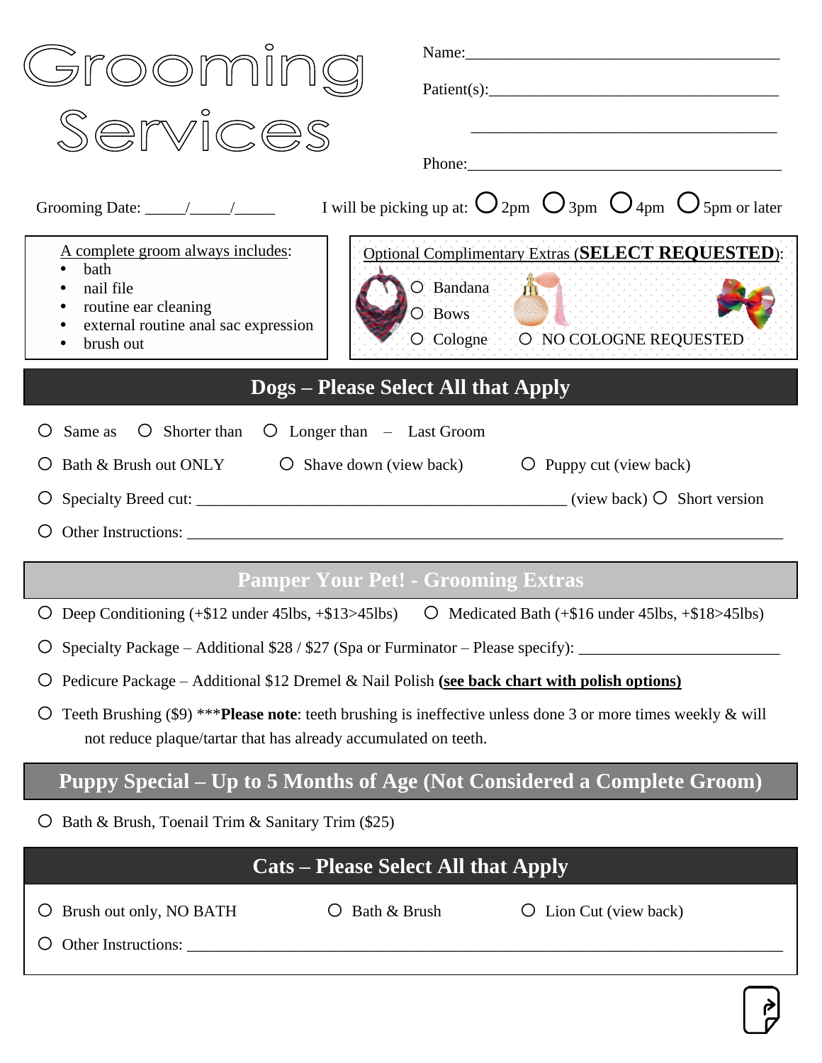# Grooming Services

Name:_______________________________________

Patient(s):_______________________________________

_______________________________________

Phone:_______________________________________

Grooming Date: _____/_____/_____ I will be picking up at: ○ 2pm ○ 3pm ○ 4pm ○ 5pm or later

A complete groom always includes:

- bath
- nail file
- routine ear cleaning
- external routine anal sac expression
- brush out

Optional Complimentary Extras (**SELECT REQUESTED**):

○ Bandana
○ Bows
○ Cologne ○ NO COLOGNE REQUESTED

## Dogs – Please Select All that Apply

○ Same as ○ Shorter than ○ Longer than – Last Groom

○ Bath & Brush out ONLY ○ Shave down (view back) ○ Puppy cut (view back)

○ Specialty Breed cut: _______________________________________ (view back) ○ Short version

○ Other Instructions: _______________________________________

## Pamper Your Pet! - Grooming Extras

○ Deep Conditioning (+$12 under 45lbs, +$13>45lbs) ○ Medicated Bath (+$16 under 45lbs, +$18>45lbs)

○ Specialty Package – Additional $28 / $27 (Spa or Furminator – Please specify): _______________________

○ Pedicure Package – Additional $12 Dremel & Nail Polish **(see back chart with polish options)**

○ Teeth Brushing ($9) ****Please note**: teeth brushing is ineffective unless done 3 or more times weekly & will not reduce plaque/tartar that has already accumulated on teeth.

## Puppy Special – Up to 5 Months of Age (Not Considered a Complete Groom)

○ Bath & Brush, Toenail Trim & Sanitary Trim ($25)

## Cats – Please Select All that Apply

○ Brush out only, NO BATH ○ Bath & Brush ○ Lion Cut (view back)

○ Other Instructions: _______________________________________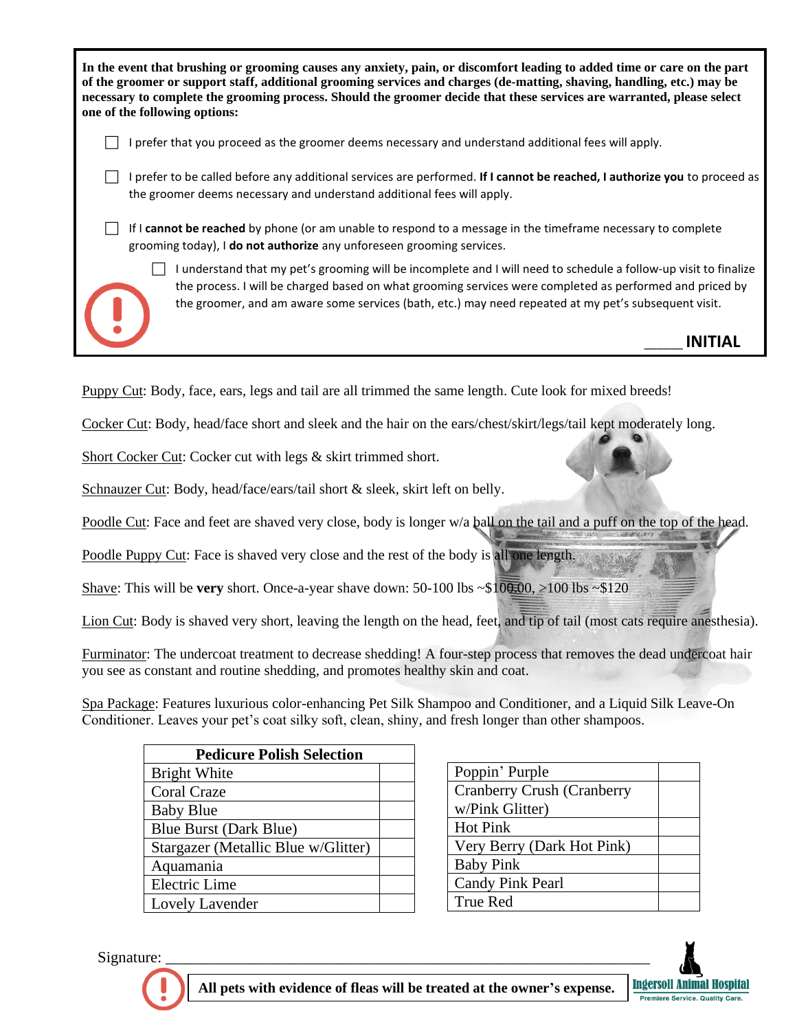**In the event that brushing or grooming causes any anxiety, pain, or discomfort leading to added time or care on the part of the groomer or support staff, additional grooming services and charges (de-matting, shaving, handling, etc.) may be necessary to complete the grooming process. Should the groomer decide that these services are warranted, please select one of the following options:**

☐ I prefer that you proceed as the groomer deems necessary and understand additional fees will apply.

☐ I prefer to be called before any additional services are performed. **If I cannot be reached, I authorize you** to proceed as the groomer deems necessary and understand additional fees will apply.

☐ If I **cannot be reached** by phone (or am unable to respond to a message in the timeframe necessary to complete grooming today), I **do not authorize** any unforeseen grooming services.

☐ I understand that my pet's grooming will be incomplete and I will need to schedule a follow-up visit to finalize the process. I will be charged based on what grooming services were completed as performed and priced by the groomer, and am aware some services (bath, etc.) may need repeated at my pet's subsequent visit.

_____ **INITIAL**

Puppy Cut: Body, face, ears, legs and tail are all trimmed the same length. Cute look for mixed breeds!

Cocker Cut: Body, head/face short and sleek and the hair on the ears/chest/skirt/legs/tail kept moderately long.

Short Cocker Cut: Cocker cut with legs & skirt trimmed short.

Schnauzer Cut: Body, head/face/ears/tail short & sleek, skirt left on belly.

Poodle Cut: Face and feet are shaved very close, body is longer w/a ball on the tail and a puff on the top of the head.

Poodle Puppy Cut: Face is shaved very close and the rest of the body is all one length.

Shave: This will be **very** short. Once-a-year shave down: 50-100 lbs ~$100.00, ≥100 lbs ~$120

Lion Cut: Body is shaved very short, leaving the length on the head, feet, and tip of tail (most cats require anesthesia).

Furminator: The undercoat treatment to decrease shedding! A four-step process that removes the dead undercoat hair you see as constant and routine shedding, and promotes healthy skin and coat.

Spa Package: Features luxurious color-enhancing Pet Silk Shampoo and Conditioner, and a Liquid Silk Leave-On Conditioner. Leaves your pet's coat silky soft, clean, shiny, and fresh longer than other shampoos.

| Pedicure Polish Selection | |
|---|---|
| Bright White | |
| Coral Craze | |
| Baby Blue | |
| Blue Burst (Dark Blue) | |
| Stargazer (Metallic Blue w/Glitter) | |
| Aquamania | |
| Electric Lime | |
| Lovely Lavender | |

| | |
|---|---|
| Poppin' Purple | |
| Cranberry Crush (Cranberry w/Pink Glitter) | |
| Hot Pink | |
| Very Berry (Dark Hot Pink) | |
| Baby Pink | |
| Candy Pink Pearl | |
| True Red | |

Signature: ____________________________________________________________

**All pets with evidence of fleas will be treated at the owner's expense.**

Ingersoll Animal Hospital
Premiere Service. Quality Care.